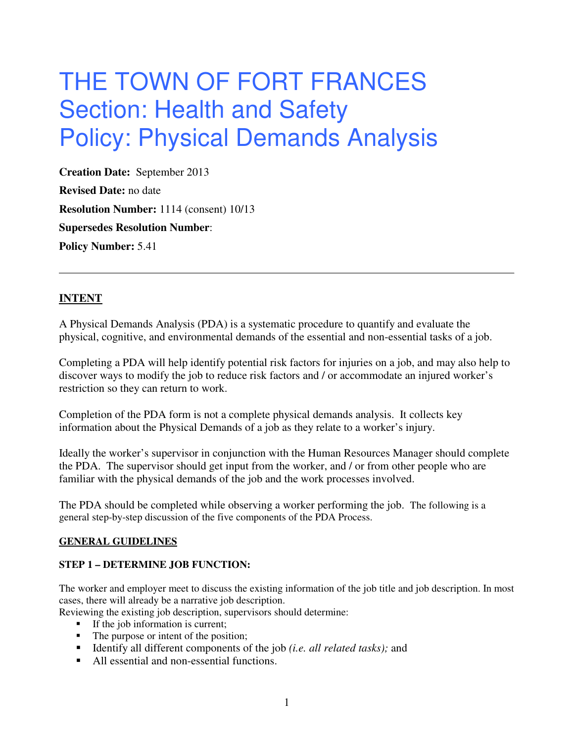# THE TOWN OF FORT FRANCES
## Section: Health and Safety
## Policy: Physical Demands Analysis

**Creation Date:** September 2013

**Revised Date:** no date

**Resolution Number:** 1114 (consent) 10/13

**Supersedes Resolution Number**:

**Policy Number:** 5.41

---

### INTENT

A Physical Demands Analysis (PDA) is a systematic procedure to quantify and evaluate the physical, cognitive, and environmental demands of the essential and non-essential tasks of a job.

Completing a PDA will help identify potential risk factors for injuries on a job, and may also help to discover ways to modify the job to reduce risk factors and / or accommodate an injured worker's restriction so they can return to work.

Completion of the PDA form is not a complete physical demands analysis. It collects key information about the Physical Demands of a job as they relate to a worker's injury.

Ideally the worker's supervisor in conjunction with the Human Resources Manager should complete the PDA. The supervisor should get input from the worker, and / or from other people who are familiar with the physical demands of the job and the work processes involved.

The PDA should be completed while observing a worker performing the job. The following is a general step-by-step discussion of the five components of the PDA Process.

### GENERAL GUIDELINES

#### STEP 1 – DETERMINE JOB FUNCTION:

The worker and employer meet to discuss the existing information of the job title and job description. In most cases, there will already be a narrative job description.
Reviewing the existing job description, supervisors should determine:

- If the job information is current;
- The purpose or intent of the position;
- Identify all different components of the job *(i.e. all related tasks);* and
- All essential and non-essential functions.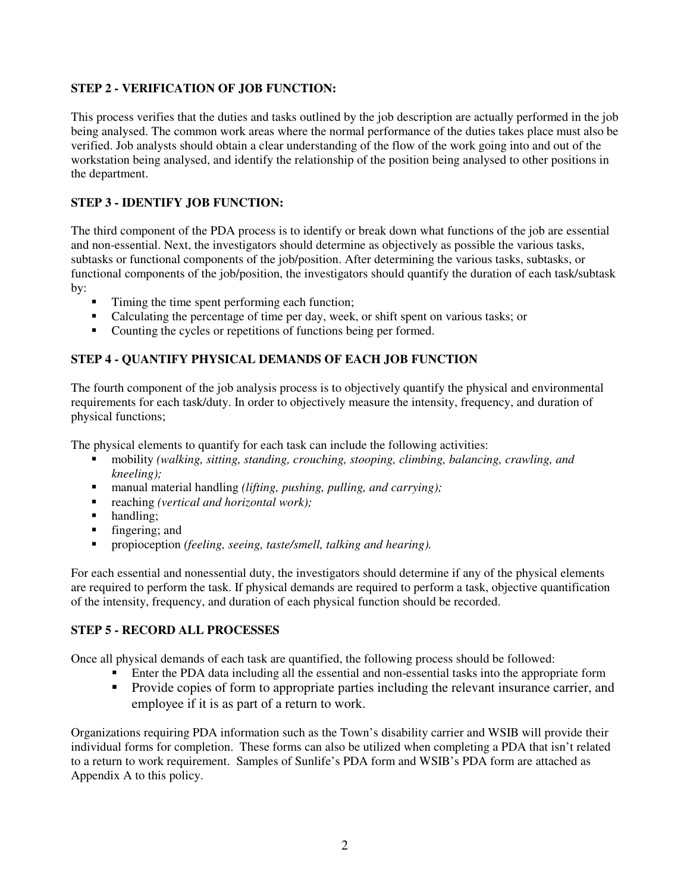**STEP 2 - VERIFICATION OF JOB FUNCTION:**

This process verifies that the duties and tasks outlined by the job description are actually performed in the job being analysed. The common work areas where the normal performance of the duties takes place must also be verified. Job analysts should obtain a clear understanding of the flow of the work going into and out of the workstation being analysed, and identify the relationship of the position being analysed to other positions in the department.

**STEP 3 - IDENTIFY JOB FUNCTION:**

The third component of the PDA process is to identify or break down what functions of the job are essential and non-essential. Next, the investigators should determine as objectively as possible the various tasks, subtasks or functional components of the job/position. After determining the various tasks, subtasks, or functional components of the job/position, the investigators should quantify the duration of each task/subtask by:

- Timing the time spent performing each function;
- Calculating the percentage of time per day, week, or shift spent on various tasks; or
- Counting the cycles or repetitions of functions being per formed.

**STEP 4 - QUANTIFY PHYSICAL DEMANDS OF EACH JOB FUNCTION**

The fourth component of the job analysis process is to objectively quantify the physical and environmental requirements for each task/duty. In order to objectively measure the intensity, frequency, and duration of physical functions;

The physical elements to quantify for each task can include the following activities:

- mobility *(walking, sitting, standing, crouching, stooping, climbing, balancing, crawling, and kneeling);*
- manual material handling *(lifting, pushing, pulling, and carrying);*
- reaching *(vertical and horizontal work);*
- handling;
- fingering; and
- propioception *(feeling, seeing, taste/smell, talking and hearing).*

For each essential and nonessential duty, the investigators should determine if any of the physical elements are required to perform the task. If physical demands are required to perform a task, objective quantification of the intensity, frequency, and duration of each physical function should be recorded.

**STEP 5 - RECORD ALL PROCESSES**

Once all physical demands of each task are quantified, the following process should be followed:

- Enter the PDA data including all the essential and non-essential tasks into the appropriate form
- Provide copies of form to appropriate parties including the relevant insurance carrier, and employee if it is as part of a return to work.

Organizations requiring PDA information such as the Town's disability carrier and WSIB will provide their individual forms for completion. These forms can also be utilized when completing a PDA that isn't related to a return to work requirement. Samples of Sunlife's PDA form and WSIB's PDA form are attached as Appendix A to this policy.